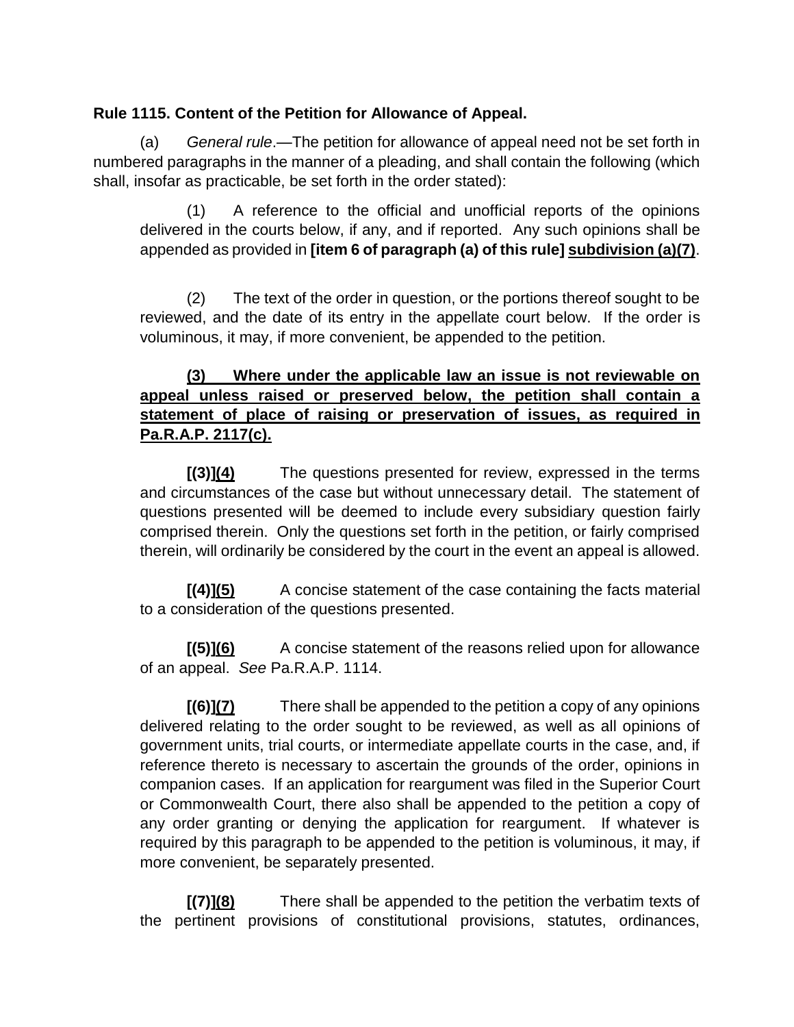**Rule 1115. Content of the Petition for Allowance of Appeal.**

(a) *General rule*.—The petition for allowance of appeal need not be set forth in numbered paragraphs in the manner of a pleading, and shall contain the following (which shall, insofar as practicable, be set forth in the order stated):

(1) A reference to the official and unofficial reports of the opinions delivered in the courts below, if any, and if reported. Any such opinions shall be appended as provided in **[item 6 of paragraph (a) of this rule]** **<u>subdivision (a)(7)</u>**.

(2) The text of the order in question, or the portions thereof sought to be reviewed, and the date of its entry in the appellate court below. If the order is voluminous, it may, if more convenient, be appended to the petition.

**<u>(3) Where under the applicable law an issue is not reviewable on appeal unless raised or preserved below, the petition shall contain a statement of place of raising or preservation of issues, as required in Pa.R.A.P. 2117(c).</u>**

**[(3)]<u>(4)</u>** The questions presented for review, expressed in the terms and circumstances of the case but without unnecessary detail. The statement of questions presented will be deemed to include every subsidiary question fairly comprised therein. Only the questions set forth in the petition, or fairly comprised therein, will ordinarily be considered by the court in the event an appeal is allowed.

**[(4)]<u>(5)</u>** A concise statement of the case containing the facts material to a consideration of the questions presented.

**[(5)]<u>(6)</u>** A concise statement of the reasons relied upon for allowance of an appeal. *See* Pa.R.A.P. 1114.

**[(6)]<u>(7)</u>** There shall be appended to the petition a copy of any opinions delivered relating to the order sought to be reviewed, as well as all opinions of government units, trial courts, or intermediate appellate courts in the case, and, if reference thereto is necessary to ascertain the grounds of the order, opinions in companion cases. If an application for reargument was filed in the Superior Court or Commonwealth Court, there also shall be appended to the petition a copy of any order granting or denying the application for reargument. If whatever is required by this paragraph to be appended to the petition is voluminous, it may, if more convenient, be separately presented.

**[(7)]<u>(8)</u>** There shall be appended to the petition the verbatim texts of the pertinent provisions of constitutional provisions, statutes, ordinances,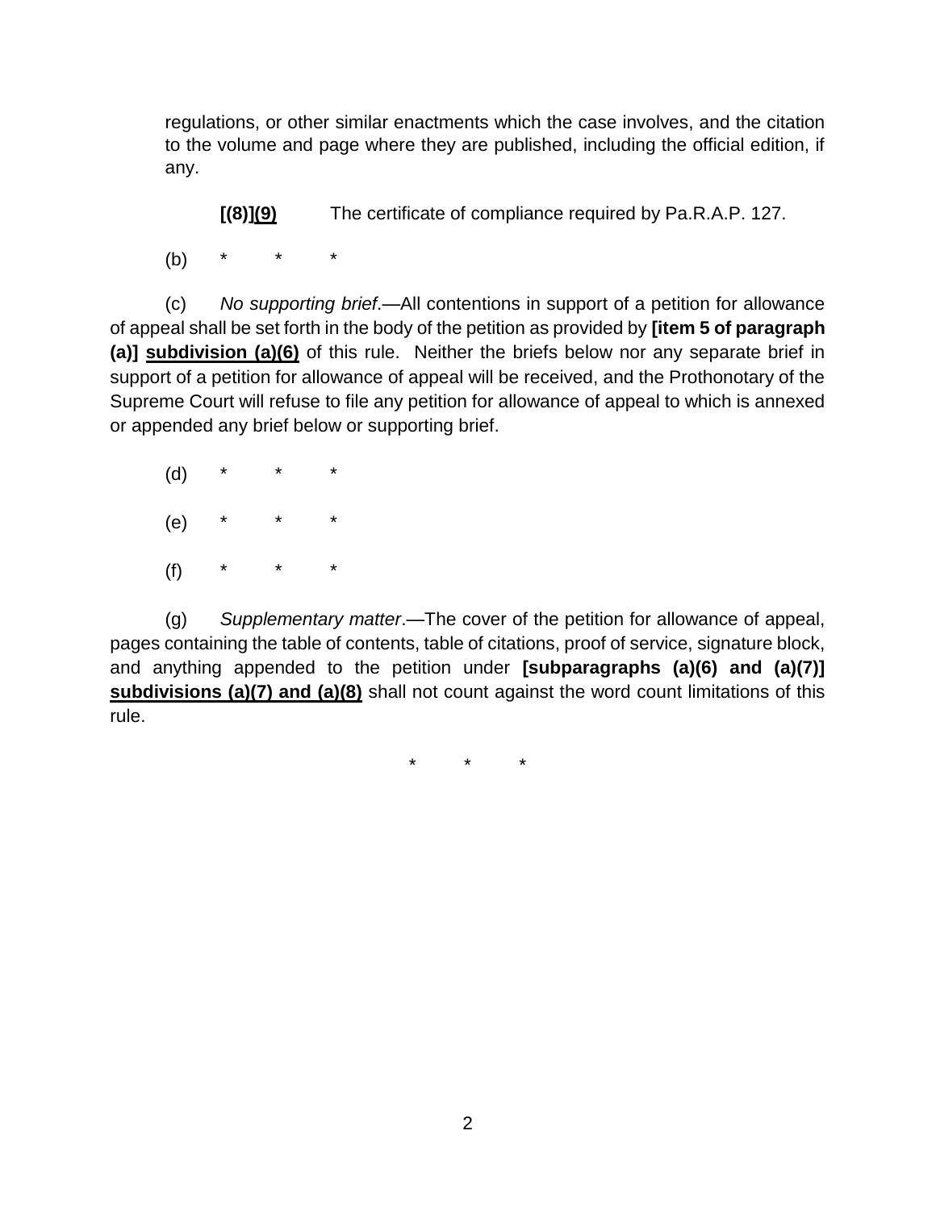regulations, or other similar enactments which the case involves, and the citation to the volume and page where they are published, including the official edition, if any.

**[(8)]**<u>**(9)**</u> The certificate of compliance required by Pa.R.A.P. 127.

(b) * * *

(c) *No supporting brief*.—All contentions in support of a petition for allowance of appeal shall be set forth in the body of the petition as provided by **[item 5 of paragraph (a)]** <u>**subdivision (a)(6)**</u> of this rule. Neither the briefs below nor any separate brief in support of a petition for allowance of appeal will be received, and the Prothonotary of the Supreme Court will refuse to file any petition for allowance of appeal to which is annexed or appended any brief below or supporting brief.

(d) * * *

(e) * * *

(f) * * *

(g) *Supplementary matter*.—The cover of the petition for allowance of appeal, pages containing the table of contents, table of citations, proof of service, signature block, and anything appended to the petition under **[subparagraphs (a)(6) and (a)(7)]** <u>**subdivisions (a)(7) and (a)(8)**</u> shall not count against the word count limitations of this rule.

\* * *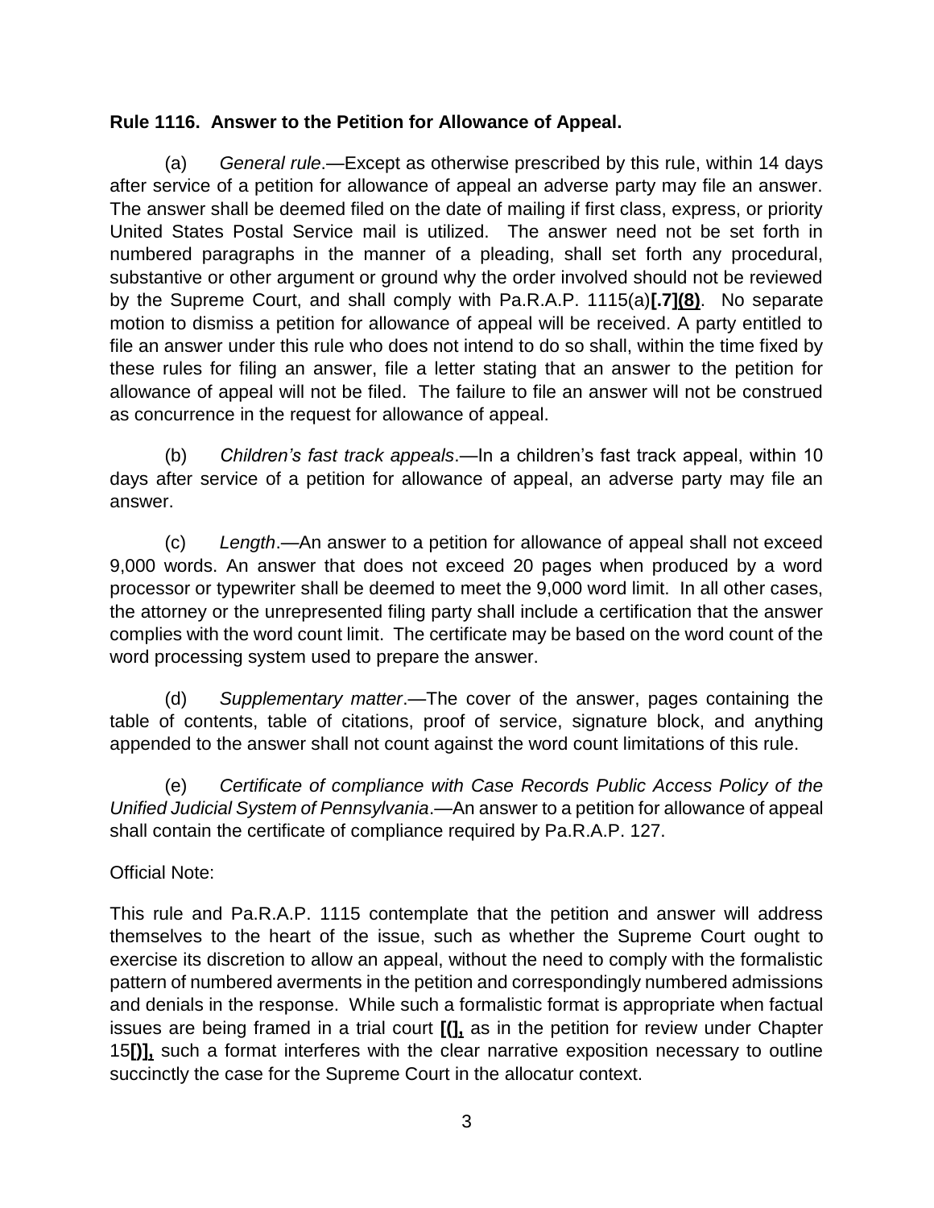**Rule 1116. Answer to the Petition for Allowance of Appeal.**

(a) *General rule*.—Except as otherwise prescribed by this rule, within 14 days after service of a petition for allowance of appeal an adverse party may file an answer. The answer shall be deemed filed on the date of mailing if first class, express, or priority United States Postal Service mail is utilized. The answer need not be set forth in numbered paragraphs in the manner of a pleading, shall set forth any procedural, substantive or other argument or ground why the order involved should not be reviewed by the Supreme Court, and shall comply with Pa.R.A.P. 1115(a)**[.7]**<u>**(8)**</u>. No separate motion to dismiss a petition for allowance of appeal will be received. A party entitled to file an answer under this rule who does not intend to do so shall, within the time fixed by these rules for filing an answer, file a letter stating that an answer to the petition for allowance of appeal will not be filed. The failure to file an answer will not be construed as concurrence in the request for allowance of appeal.

(b) *Children's fast track appeals*.—In a children's fast track appeal, within 10 days after service of a petition for allowance of appeal, an adverse party may file an answer.

(c) *Length*.—An answer to a petition for allowance of appeal shall not exceed 9,000 words. An answer that does not exceed 20 pages when produced by a word processor or typewriter shall be deemed to meet the 9,000 word limit. In all other cases, the attorney or the unrepresented filing party shall include a certification that the answer complies with the word count limit. The certificate may be based on the word count of the word processing system used to prepare the answer.

(d) *Supplementary matter*.—The cover of the answer, pages containing the table of contents, table of citations, proof of service, signature block, and anything appended to the answer shall not count against the word count limitations of this rule.

(e) *Certificate of compliance with Case Records Public Access Policy of the Unified Judicial System of Pennsylvania*.—An answer to a petition for allowance of appeal shall contain the certificate of compliance required by Pa.R.A.P. 127.

Official Note:

This rule and Pa.R.A.P. 1115 contemplate that the petition and answer will address themselves to the heart of the issue, such as whether the Supreme Court ought to exercise its discretion to allow an appeal, without the need to comply with the formalistic pattern of numbered averments in the petition and correspondingly numbered admissions and denials in the response. While such a formalistic format is appropriate when factual issues are being framed in a trial court **[(]**<u>**,**</u> as in the petition for review under Chapter 15**[)]**<u>**,**</u> such a format interferes with the clear narrative exposition necessary to outline succinctly the case for the Supreme Court in the allocatur context.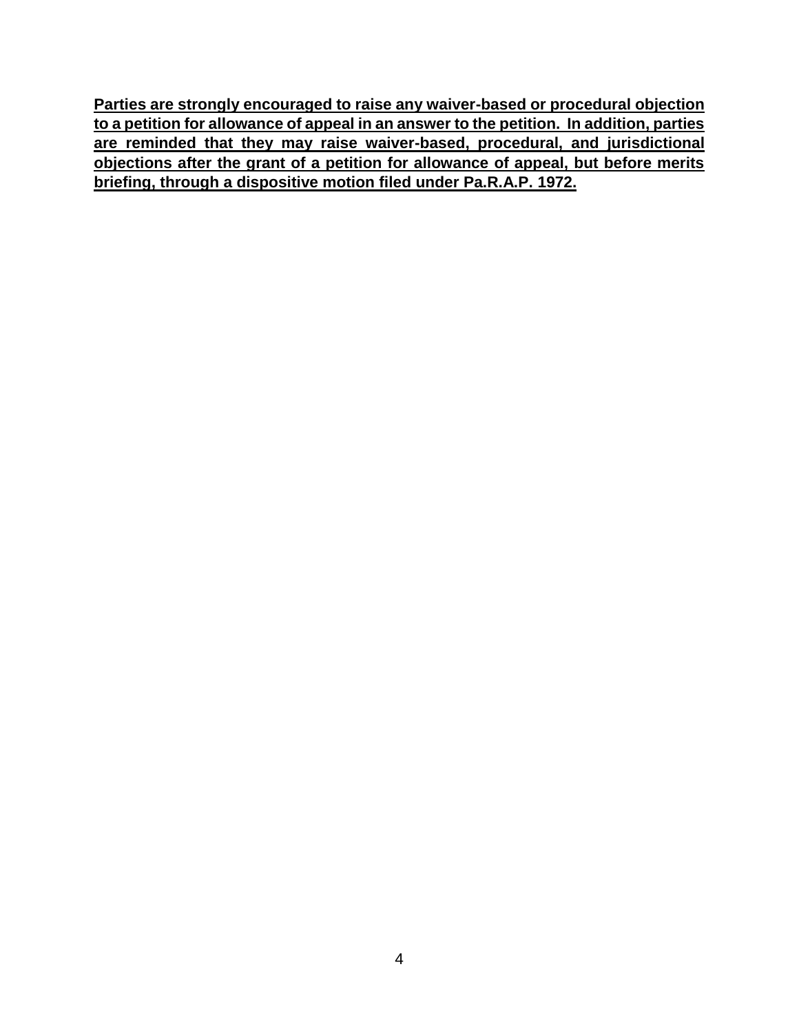**Parties are strongly encouraged to raise any waiver-based or procedural objection to a petition for allowance of appeal in an answer to the petition. In addition, parties are reminded that they may raise waiver-based, procedural, and jurisdictional objections after the grant of a petition for allowance of appeal, but before merits briefing, through a dispositive motion filed under Pa.R.A.P. 1972.**